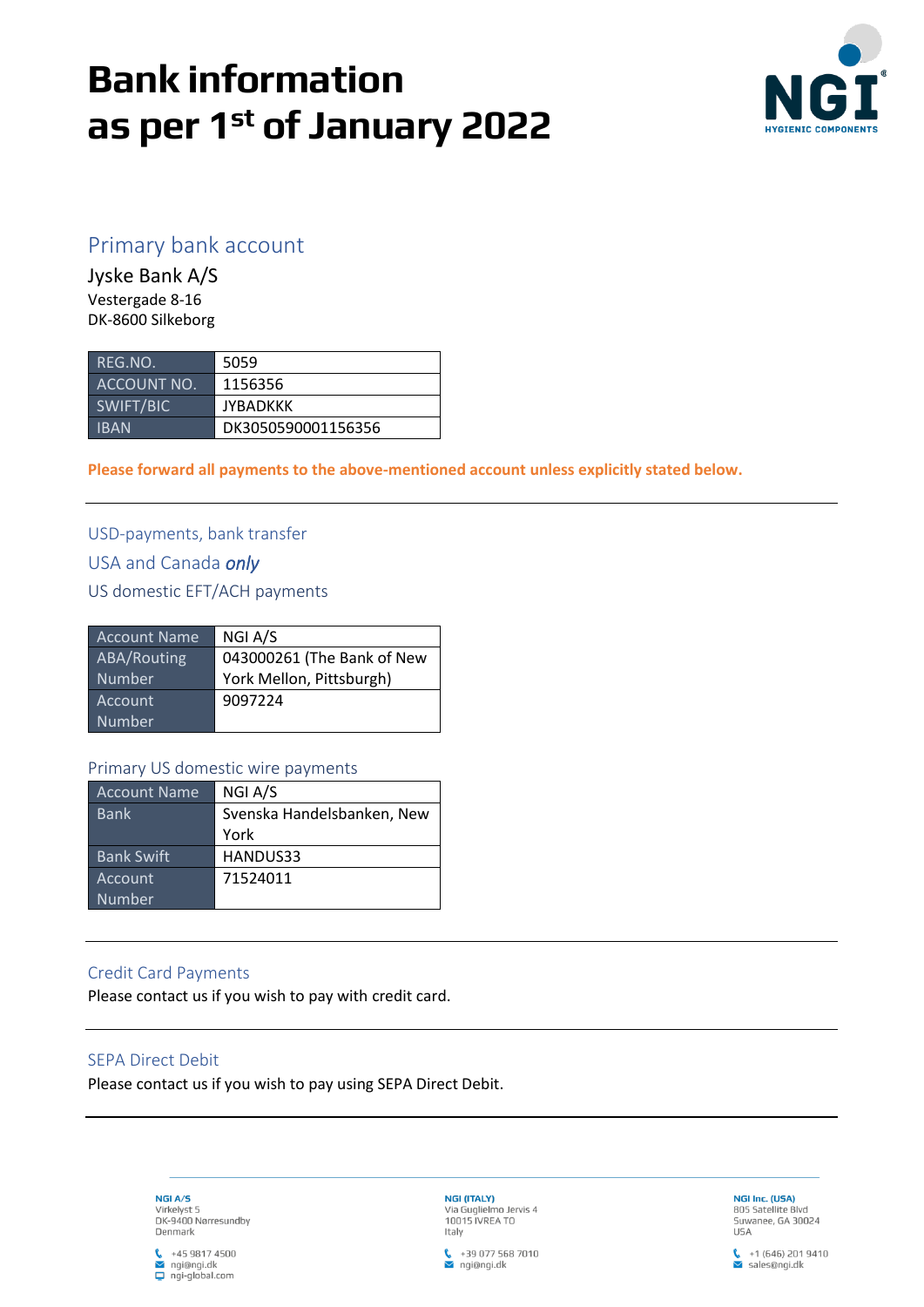# Bank information as per 1st of January 2022

## Primary bank account

Jyske Bank A/S
Vestergade 8-16
DK-8600 Silkeborg

| REG.NO. | 5059 |
|---|---|
| ACCOUNT NO. | 1156356 |
| SWIFT/BIC | JYBADKKK |
| IBAN | DK3050590001156356 |

**Please forward all payments to the above-mentioned account unless explicitly stated below.**

---

## USD-payments, bank transfer

## USA and Canada *only*

### US domestic EFT/ACH payments

| Account Name | NGI A/S |
|---|---|
| ABA/Routing Number | 043000261 (The Bank of New York Mellon, Pittsburgh) |
| Account Number | 9097224 |

### Primary US domestic wire payments

| Account Name | NGI A/S |
|---|---|
| Bank | Svenska Handelsbanken, New York |
| Bank Swift | HANDUS33 |
| Account Number | 71524011 |

---

## Credit Card Payments

Please contact us if you wish to pay with credit card.

---

## SEPA Direct Debit

Please contact us if you wish to pay using SEPA Direct Debit.

---

**NGI A/S**
Virkelyst 5
DK-9400 Nørresundby
Denmark
+45 9817 4500
ngi@ngi.dk
ngi-global.com

**NGI (ITALY)**
Via Guglielmo Jervis 4
10015 IVREA TO
Italy
+39 077 568 7010
ngi@ngi.dk

**NGI Inc. (USA)**
805 Satellite Blvd
Suwanee, GA 30024
USA
+1 (646) 201 9410
sales@ngi.dk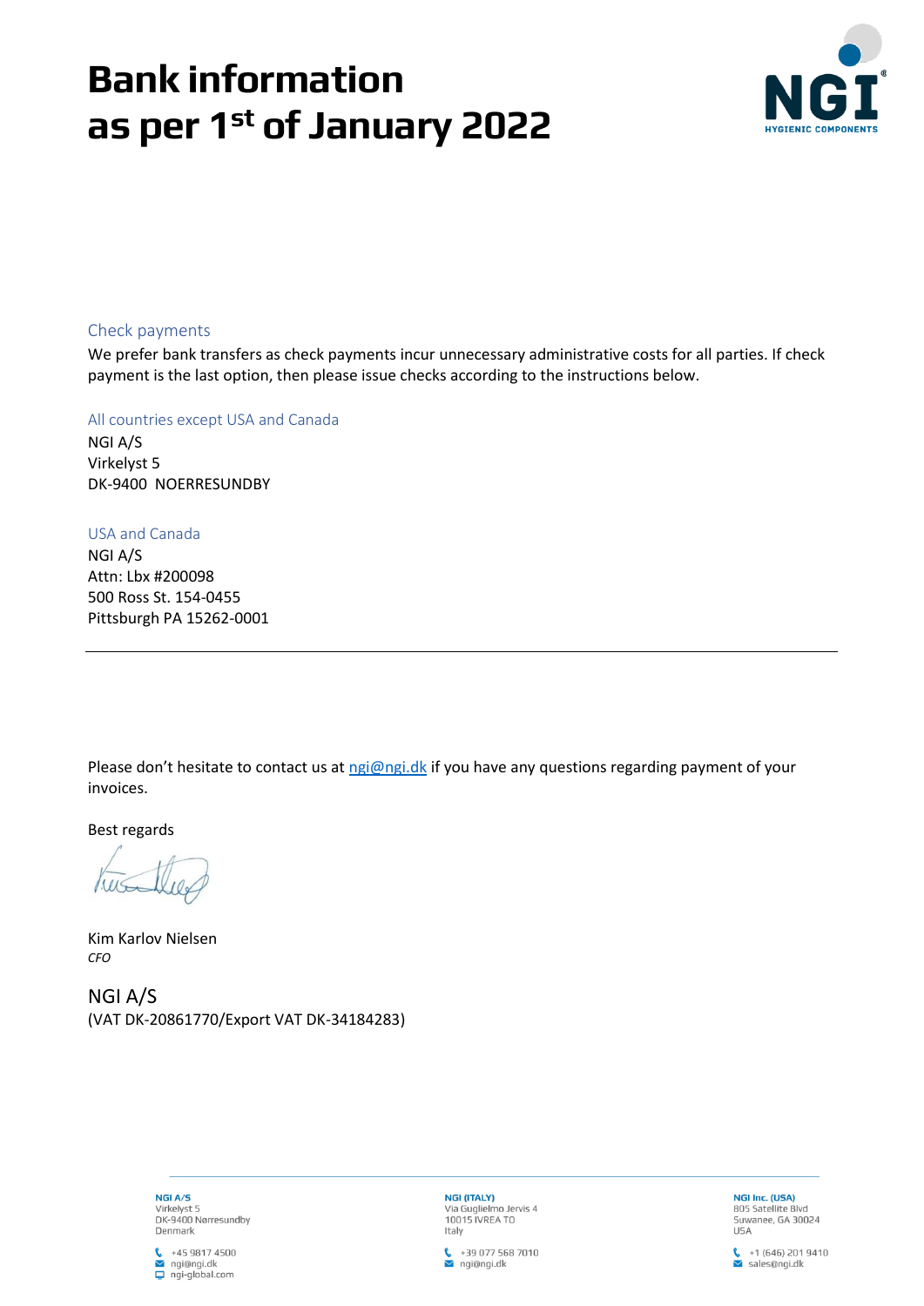# Bank information as per 1st of January 2022

## Check payments

We prefer bank transfers as check payments incur unnecessary administrative costs for all parties. If check payment is the last option, then please issue checks according to the instructions below.

### All countries except USA and Canada

NGI A/S
Virkelyst 5
DK-9400 NOERRESUNDBY

### USA and Canada

NGI A/S
Attn: Lbx #200098
500 Ross St. 154-0455
Pittsburgh PA 15262-0001

---

Please don't hesitate to contact us at ngi@ngi.dk if you have any questions regarding payment of your invoices.

Best regards

Kim Karlov Nielsen
*CFO*

NGI A/S
(VAT DK-20861770/Export VAT DK-34184283)

**NGI A/S**
Virkelyst 5
DK-9400 Nørresundby
Denmark
+45 9817 4500
ngi@ngi.dk
ngi-global.com

**NGI (ITALY)**
Via Guglielmo Jervis 4
10015 IVREA TO
Italy
+39 077 568 7010
ngi@ngi.dk

**NGI Inc. (USA)**
805 Satellite Blvd
Suwanee, GA 30024
USA
+1 (646) 201 9410
sales@ngi.dk